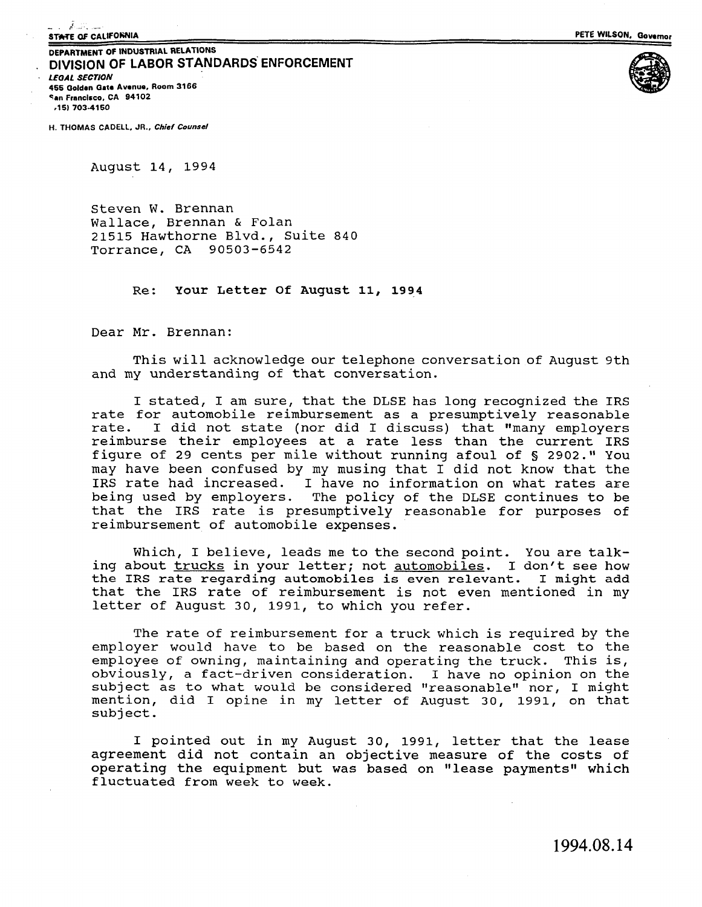STATE OF CALIFORNIA

PETE WILSON, Governor

DEPARTMENT OF INDUSTRIAL RELATIONS

**DIVISION OF LABOR STANDARDS ENFORCEMENT**

*LEGAL SECTION*

455 Golden Gate Avenue, Room 3166
San Francisco, CA 94102
(415) 703-4150

H. THOMAS CADELL, JR., *Chief Counsel*

August 14, 1994

Steven W. Brennan
Wallace, Brennan & Folan
21515 Hawthorne Blvd., Suite 840
Torrance, CA 90503-6542

Re: **Your Letter Of August 11, 1994**

Dear Mr. Brennan:

This will acknowledge our telephone conversation of August 9th and my understanding of that conversation.

I stated, I am sure, that the DLSE has long recognized the IRS rate for automobile reimbursement as a presumptively reasonable rate. I did not state (nor did I discuss) that "many employers reimburse their employees at a rate less than the current IRS figure of 29 cents per mile without running afoul of § 2902." You may have been confused by my musing that I did not know that the IRS rate had increased. I have no information on what rates are being used by employers. The policy of the DLSE continues to be that the IRS rate is presumptively reasonable for purposes of reimbursement of automobile expenses.

Which, I believe, leads me to the second point. You are talking about trucks in your letter; not automobiles. I don't see how the IRS rate regarding automobiles is even relevant. I might add that the IRS rate of reimbursement is not even mentioned in my letter of August 30, 1991, to which you refer.

The rate of reimbursement for a truck which is required by the employer would have to be based on the reasonable cost to the employee of owning, maintaining and operating the truck. This is, obviously, a fact-driven consideration. I have no opinion on the subject as to what would be considered "reasonable" nor, I might mention, did I opine in my letter of August 30, 1991, on that subject.

I pointed out in my August 30, 1991, letter that the lease agreement did not contain an objective measure of the costs of operating the equipment but was based on "lease payments" which fluctuated from week to week.

1994.08.14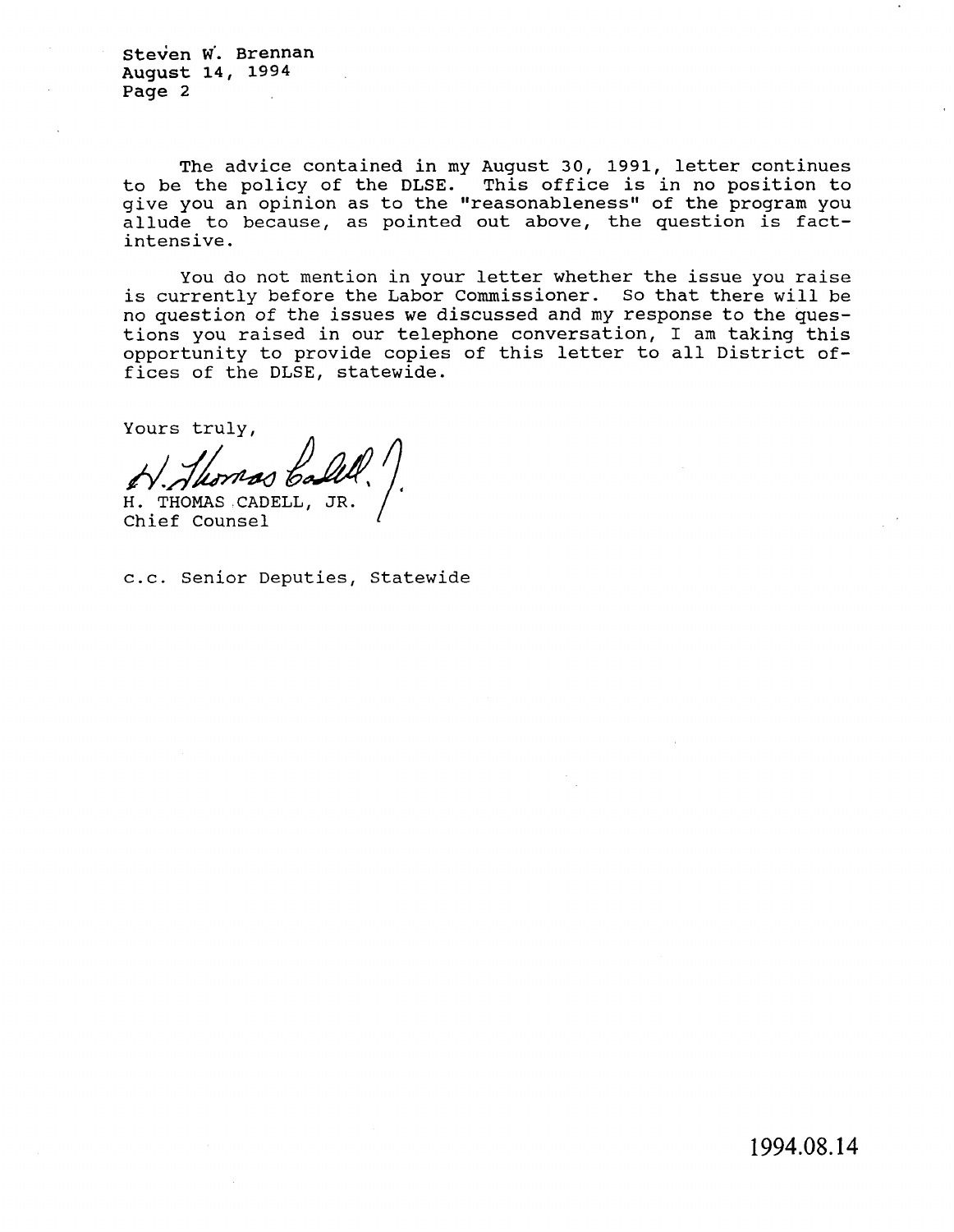The advice contained in my August 30, 1991, letter continues to be the policy of the DLSE. This office is in no position to give you an opinion as to the "reasonableness" of the program you allude to because, as pointed out above, the question is fact-intensive.

You do not mention in your letter whether the issue you raise is currently before the Labor Commissioner. So that there will be no question of the issues we discussed and my response to the questions you raised in our telephone conversation, I am taking this opportunity to provide copies of this letter to all District offices of the DLSE, statewide.

Yours truly,

H. THOMAS CADELL, JR.
Chief Counsel

c.c. Senior Deputies, Statewide

1994.08.14